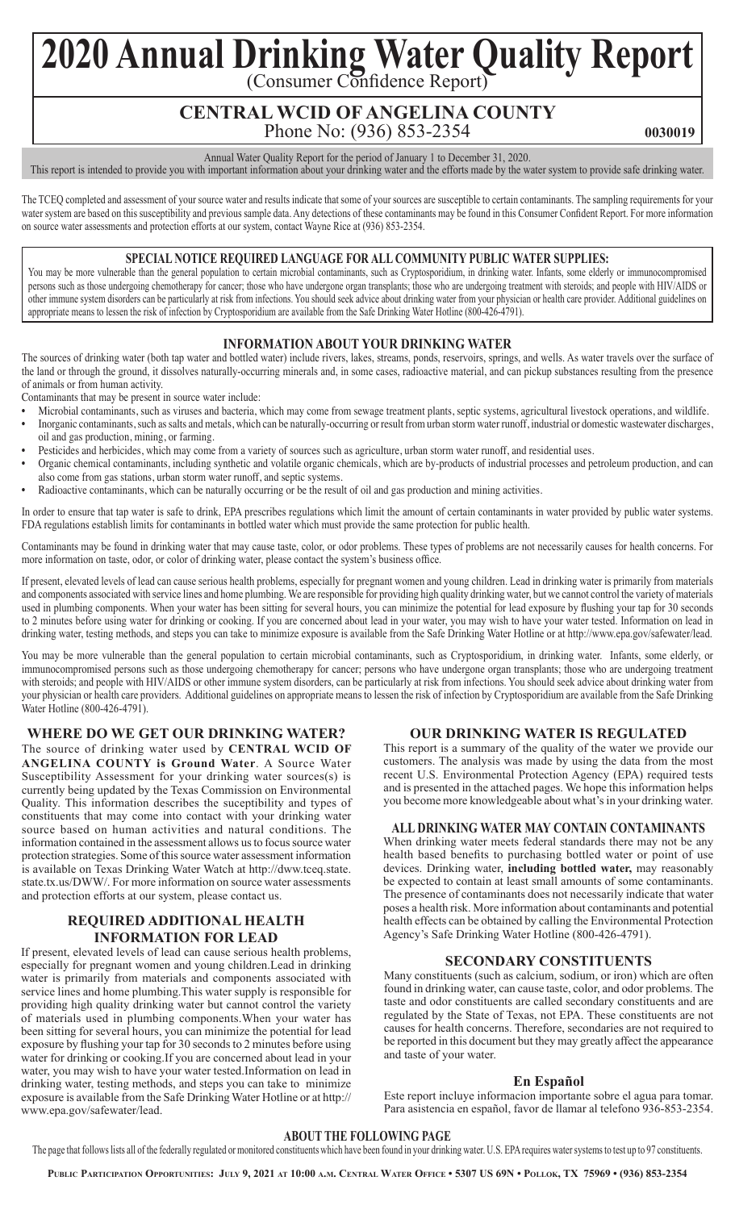# 2020 Annual Drinking Water Quality Report

(Consumer Confidence Report)

## CENTRAL WCID OF ANGELINA COUNTY

Phone No: (936) 853-2354 **0030019**

Annual Water Quality Report for the period of January 1 to December 31, 2020.

This report is intended to provide you with important information about your drinking water and the efforts made by the water system to provide safe drinking water.

The TCEQ completed and assessment of your source water and results indicate that some of your sources are susceptible to certain contaminants. The sampling requirements for your water system are based on this susceptibility and previous sample data. Any detections of these contaminants may be found in this Consumer Confident Report. For more information on source water assessments and protection efforts at our system, contact Wayne Rice at (936) 853-2354.

### SPECIAL NOTICE REQUIRED LANGUAGE FOR ALL COMMUNITY PUBLIC WATER SUPPLIES:

You may be more vulnerable than the general population to certain microbial contaminants, such as Cryptosporidium, in drinking water. Infants, some elderly or immunocompromised persons such as those undergoing chemotherapy for cancer; those who have undergone organ transplants; those who are undergoing treatment with steroids; and people with HIV/AIDS or other immune system disorders can be particularly at risk from infections. You should seek advice about drinking water from your physician or health care provider. Additional guidelines on appropriate means to lessen the risk of infection by Cryptosporidium are available from the Safe Drinking Water Hotline (800-426-4791).

### INFORMATION ABOUT YOUR DRINKING WATER

The sources of drinking water (both tap water and bottled water) include rivers, lakes, streams, ponds, reservoirs, springs, and wells. As water travels over the surface of the land or through the ground, it dissolves naturally-occurring minerals and, in some cases, radioactive material, and can pickup substances resulting from the presence of animals or from human activity.

Contaminants that may be present in source water include:

- Microbial contaminants, such as viruses and bacteria, which may come from sewage treatment plants, septic systems, agricultural livestock operations, and wildlife.
- Inorganic contaminants, such as salts and metals, which can be naturally-occurring or result from urban storm water runoff, industrial or domestic wastewater discharges, oil and gas production, mining, or farming.
- Pesticides and herbicides, which may come from a variety of sources such as agriculture, urban storm water runoff, and residential uses.
- Organic chemical contaminants, including synthetic and volatile organic chemicals, which are by-products of industrial processes and petroleum production, and can also come from gas stations, urban storm water runoff, and septic systems.
- Radioactive contaminants, which can be naturally occurring or be the result of oil and gas production and mining activities.

In order to ensure that tap water is safe to drink, EPA prescribes regulations which limit the amount of certain contaminants in water provided by public water systems. FDA regulations establish limits for contaminants in bottled water which must provide the same protection for public health.

Contaminants may be found in drinking water that may cause taste, color, or odor problems. These types of problems are not necessarily causes for health concerns. For more information on taste, odor, or color of drinking water, please contact the system's business office.

If present, elevated levels of lead can cause serious health problems, especially for pregnant women and young children. Lead in drinking water is primarily from materials and components associated with service lines and home plumbing. We are responsible for providing high quality drinking water, but we cannot control the variety of materials used in plumbing components. When your water has been sitting for several hours, you can minimize the potential for lead exposure by flushing your tap for 30 seconds to 2 minutes before using water for drinking or cooking. If you are concerned about lead in your water, you may wish to have your water tested. Information on lead in drinking water, testing methods, and steps you can take to minimize exposure is available from the Safe Drinking Water Hotline or at http://www.epa.gov/safewater/lead.

You may be more vulnerable than the general population to certain microbial contaminants, such as Cryptosporidium, in drinking water. Infants, some elderly, or immunocompromised persons such as those undergoing chemotherapy for cancer; persons who have undergone organ transplants; those who are undergoing treatment with steroids; and people with HIV/AIDS or other immune system disorders, can be particularly at risk from infections. You should seek advice about drinking water from your physician or health care providers. Additional guidelines on appropriate means to lessen the risk of infection by Cryptosporidium are available from the Safe Drinking Water Hotline (800-426-4791).

### WHERE DO WE GET OUR DRINKING WATER?

The source of drinking water used by **CENTRAL WCID OF ANGELINA COUNTY is Ground Water**. A Source Water Susceptibility Assessment for your drinking water sources(s) is currently being updated by the Texas Commission on Environmental Quality. This information describes the suceptibility and types of constituents that may come into contact with your drinking water source based on human activities and natural conditions. The information contained in the assessment allows us to focus source water protection strategies. Some of this source water assessment information is available on Texas Drinking Water Watch at http://dww.tceq.state.state.tx.us/DWW/. For more information on source water assessments and protection efforts at our system, please contact us.

### REQUIRED ADDITIONAL HEALTH INFORMATION FOR LEAD

If present, elevated levels of lead can cause serious health problems, especially for pregnant women and young children.Lead in drinking water is primarily from materials and components associated with service lines and home plumbing.This water supply is responsible for providing high quality drinking water but cannot control the variety of materials used in plumbing components.When your water has been sitting for several hours, you can minimize the potential for lead exposure by flushing your tap for 30 seconds to 2 minutes before using water for drinking or cooking.If you are concerned about lead in your water, you may wish to have your water tested.Information on lead in drinking water, testing methods, and steps you can take to minimize exposure is available from the Safe Drinking Water Hotline or at http://www.epa.gov/safewater/lead.

### OUR DRINKING WATER IS REGULATED

This report is a summary of the quality of the water we provide our customers. The analysis was made by using the data from the most recent U.S. Environmental Protection Agency (EPA) required tests and is presented in the attached pages. We hope this information helps you become more knowledgeable about what's in your drinking water.

### ALL DRINKING WATER MAY CONTAIN CONTAMINANTS

When drinking water meets federal standards there may not be any health based benefits to purchasing bottled water or point of use devices. Drinking water, **including bottled water,** may reasonably be expected to contain at least small amounts of some contaminants. The presence of contaminants does not necessarily indicate that water poses a health risk. More information about contaminants and potential health effects can be obtained by calling the Environmental Protection Agency's Safe Drinking Water Hotline (800-426-4791).

### SECONDARY CONSTITUENTS

Many constituents (such as calcium, sodium, or iron) which are often found in drinking water, can cause taste, color, and odor problems. The taste and odor constituents are called secondary constituents and are regulated by the State of Texas, not EPA. These constituents are not causes for health concerns. Therefore, secondaries are not required to be reported in this document but they may greatly affect the appearance and taste of your water.

### En Español

Este report incluye informacion importante sobre el agua para tomar. Para asistencia en español, favor de llamar al telefono 936-853-2354.

### ABOUT THE FOLLOWING PAGE

The page that follows lists all of the federally regulated or monitored constituents which have been found in your drinking water. U.S. EPA requires water systems to test up to 97 constituents.

**Public Participation Opportunities: July 9, 2021 at 10:00 a.m. Central Water Office • 5307 US 69N • Pollok, TX 75969 • (936) 853-2354**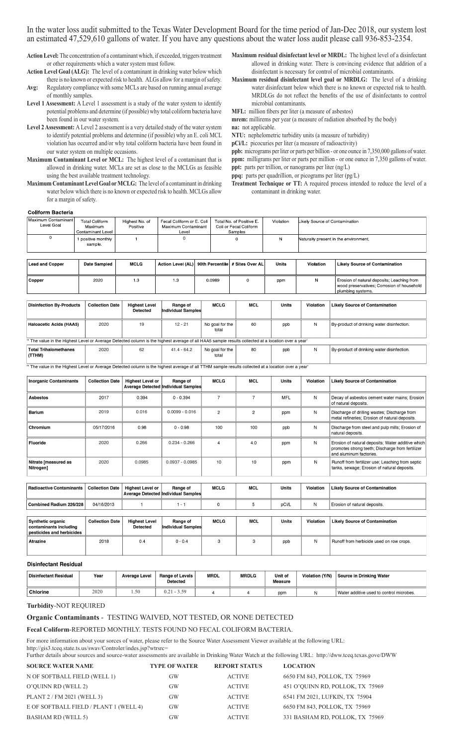In the water loss audit submitted to the Texas Water Development Board for the time period of Jan-Dec 2018, our system lost an estimated 47,529,610 gallons of water. If you have any questions about the water loss audit please call 936-853-2354.

**Action Level:** The concentration of a contaminant which, if exceeded, triggers treatment or other requirements which a water system must follow.

**Action Level Goal (ALG):** The level of a contaminant in drinking water below which there is no known or expected risk to health. ALGs allow for a margin of safety.

**Avg:** Regulatory compliance with some MCLs are based on running annual average of monthly samples.

**Level 1 Assessment:** A Level 1 assessment is a study of the water system to identify potential problems and determine (if possible) why total coliform bacteria have been found in our water system.

**Level 2 Assessment:** A Level 2 assessment is a very detailed study of the water system to identify potential problems and determine (if possible) why an E. coli MCL violation has occurred and/or why total coliform bacteria have been found in our water system on multiple occasions.

**Maximum Contaminant Level or MCL:** The highest level of a contaminant that is allowed in drinking water. MCLs are set as close to the MCLGs as feasible using the best available treatment technology.

**Maximum Contaminant Level Goal or MCLG:** The level of a contaminant in drinking water below which there is no known or expected risk to health. MCLGs allow for a margin of safety.

**Maximum residual disinfectant level or MRDL:** The highest level of a disinfectant allowed in drinking water. There is convincing evidence that addition of a disinfectant is necessary for control of microbial contaminants.

**Maximum residual disinfectant level goal or MRDLG:** The level of a drinking water disinfectant below which there is no known or expected risk to health. MRDLGs do not reflect the benefits of the use of disinfectants to control microbial contaminants.

**MFL:** million fibers per liter (a measure of asbestos)

**mrem:** millirems per year (a measure of radiation absorbed by the body)

**na:** not applicable.

**NTU:** nephelometric turbidity units (a measure of turbidity)

**pCi/L:** picocuries per liter (a measure of radioactivity)

**ppb:** micrograms per liter or parts per billion - or one ounce in 7,350,000 gallons of water.

**ppm:** milligrams per liter or parts per million - or one ounce in 7,350 gallons of water.

**ppt:** parts per trillion, or nanograms per liter (ng/L)

**ppq:** parts per quadrillion, or picograms per liter (pg/L)

**Treatment Technique or TT:** A required process intended to reduce the level of a contaminant in drinking water.

### Coliform Bacteria

| Maximum Contaminant Level Goal | Total Coliform Maximum Contaminant Level | Highest No. of Positive | Fecal Coliform or E. Coli Maximum Contaminant Level | Total No. of Positive E. Coli or Fecal Coliform Samples | Violation | Likely Source of Contamination |
|---|---|---|---|---|---|---|
| 0 | 1 positive monthly sample. | 1 | 0 | 0 | N | Naturally present in the environment. |

| Lead and Copper | Date Sampled | MCLG | Action Level (AL) | 90th Percentile | # Sites Over AL | Units | Violation | Likely Source of Contamination |
|---|---|---|---|---|---|---|---|---|
| Copper | 2020 | 1.3 | 1.3 | 0.0989 | 0 | ppm | N | Erosion of natural deposits; Leaching from wood preservatives; Corrosion of household plumbing systems. |

| Disinfection By-Products | Collection Date | Highest Level Detected | Range of Individual Samples | MCLG | MCL | Units | Violation | Likely Source of Contamination |
|---|---|---|---|---|---|---|---|---|
| Haloacetic Acids (HAA5) | 2020 | 19 | 12 - 21 | No goal for the total | 60 | ppb | N | By-product of drinking water disinfection. |
| Total Trihalomethanes (TTHM) | 2020 | 62 | 41.4 - 64.2 | No goal for the total | 80 | ppb | N | By-product of drinking water disinfection. |

'* The value in the Highest Level or Average Detected column is the highest average of all HAA5 sample results collected at a location over a year'

'* The value in the Highest Level or Average Detected column is the highest average of all TTHM sample results collected at a location over a year'

| Inorganic Contaminants | Collection Date | Highest Level or Average Detected | Range of Individual Samples | MCLG | MCL | Units | Violation | Likely Source of Contamination |
|---|---|---|---|---|---|---|---|---|
| Asbestos | 2017 | 0.394 | 0 - 0.394 | 7 | 7 | MFL | N | Decay of asbestos cement water mains; Erosion of natural deposits. |
| Barium | 2019 | 0.016 | 0.0099 - 0.016 | 2 | 2 | ppm | N | Discharge of drilling wastes; Discharge from metal refineries; Erosion of natural deposits. |
| Chromium | 05/17/2016 | 0.98 | 0 - 0.98 | 100 | 100 | ppb | N | Discharge from steel and pulp mills; Erosion of natural deposits. |
| Fluoride | 2020 | 0.266 | 0.234 - 0.266 | 4 | 4.0 | ppm | N | Erosion of natural deposits; Water additive which promotes strong teeth; Discharge from fertilizer and aluminum factories. |
| Nitrate [measured as Nitrogen] | 2020 | 0.0985 | 0.0937 - 0.0985 | 10 | 10 | ppm | N | Runoff from fertilizer use; Leaching from septic tanks, sewage; Erosion of natural deposits. |

| Radioactive Contaminants | Collection Date | Highest Level or Average Detected | Range of Individual Samples | MCLG | MCL | Units | Violation | Likely Source of Contamination |
|---|---|---|---|---|---|---|---|---|
| Combined Radium 226/228 | 04/16/2013 | 1 | 1 - 1 | 0 | 5 | pCi/L | N | Erosion of natural deposits. |

| Synthetic organic contaminants including pesticides and herbicides | Collection Date | Highest Level Detected | Range of Individual Samples | MCLG | MCL | Units | Violation | Likely Source of Contamination |
|---|---|---|---|---|---|---|---|---|
| Atrazine | 2018 | 0.4 | 0 - 0.4 | 3 | 3 | ppb | N | Runoff from herbicide used on row crops. |

### Disinfectant Residual

| Disinfectant Residual | Year | Average Level | Range of Levels Detected | MRDL | MRDLG | Unit of Measure | Violation (Y/N) | Source in Drinking Water |
|---|---|---|---|---|---|---|---|---|
| Chlorine | 2020 | 1.50 | 0.21 - 3.59 | 4 | 4 | ppm | N | Water additive used to control microbes. |

**Turbidity**-NOT REQUIRED

**Organic Contaminants** - TESTING WAIVED, NOT TESTED, OR NONE DETECTED

**Fecal Coliform**-REPORTED MONTHLY. TESTS FOUND NO FECAL COLIFORM BACTERIA.

For more information about your sorces of water, please refer to the Source Water Assessment Viewer available at the following URL: http://gis3.tceq.state.ts.us/swav/Controler/indes.jsp?wtrsrc=

Further details abour sources and source-water assessments are available in Drinking Water Watch at the following URL: http://dww.tceq.texas.gove/DWW

| SOURCE WATER NAME | TYPE OF WATER | REPORT STATUS | LOCATION |
|---|---|---|---|
| N OF SOFTBALL FIELD (WELL 1) | GW | ACTIVE | 6650 FM 843, POLLOK, TX 75969 |
| O'QUINN RD (WELL 2) | GW | ACTIVE | 451 O'QUINN RD, POLLOK, TX 75969 |
| PLANT 2 / FM 2021 (WELL 3) | GW | ACTIVE | 6541 FM 2021, LUFKIN, TX 75904 |
| E OF SOFTBALL FIELD / PLANT 1 (WELL 4) | GW | ACTIVE | 6650 FM 843, POLLOK, TX 75969 |
| BASHAM RD (WELL 5) | GW | ACTIVE | 331 BASHAM RD, POLLOK, TX 75969 |